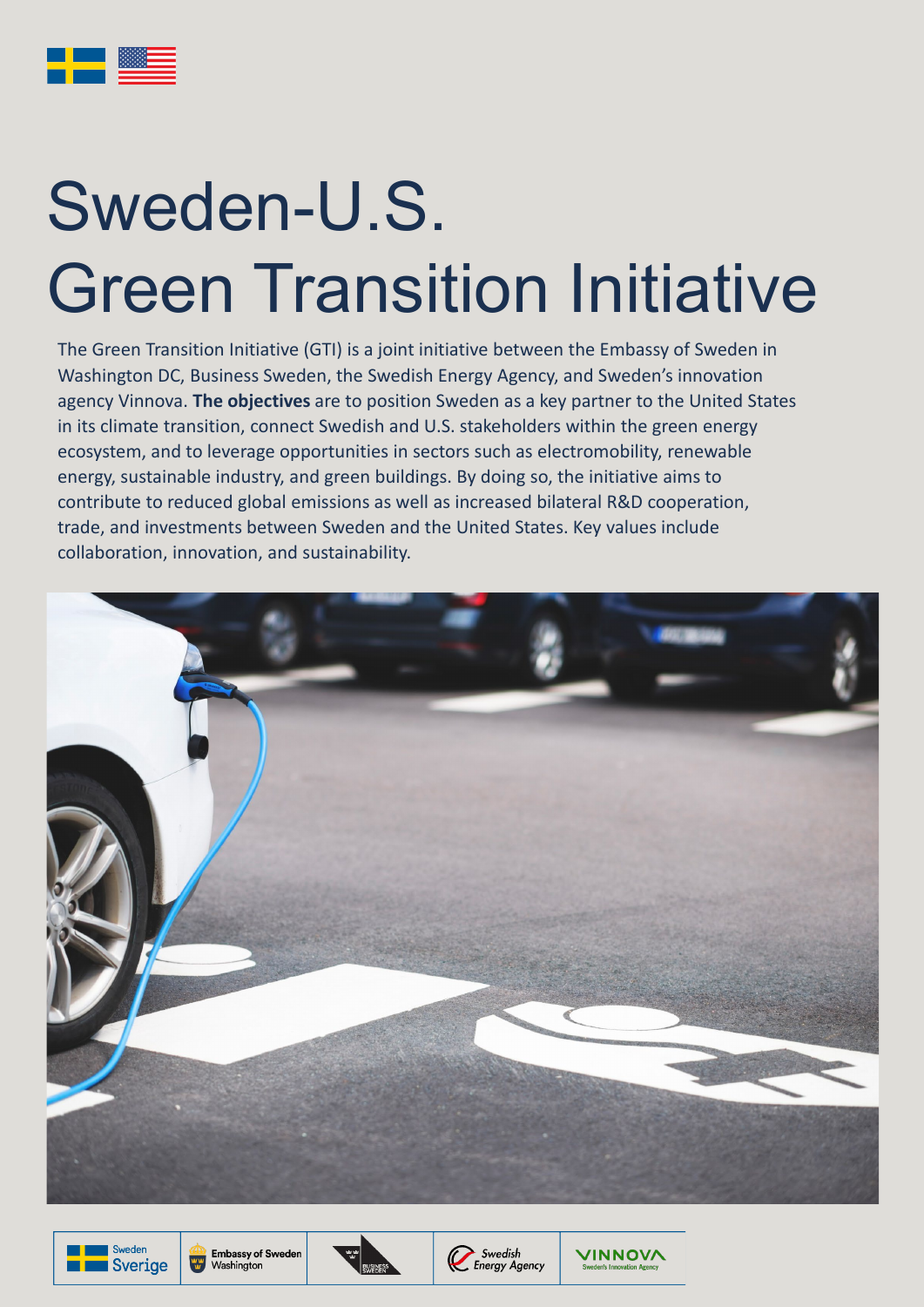# Sweden-U.S. Green Transition Initiative

The Green Transition Initiative (GTI) is a joint initiative between the Embassy of Sweden in Washington DC, Business Sweden, the Swedish Energy Agency, and Sweden's innovation agency Vinnova. **The objectives** are to position Sweden as a key partner to the United States in its climate transition, connect Swedish and U.S. stakeholders within the green energy ecosystem, and to leverage opportunities in sectors such as electromobility, renewable energy, sustainable industry, and green buildings. By doing so, the initiative aims to contribute to reduced global emissions as well as increased bilateral R&D cooperation, trade, and investments between Sweden and the United States. Key values include collaboration, innovation, and sustainability.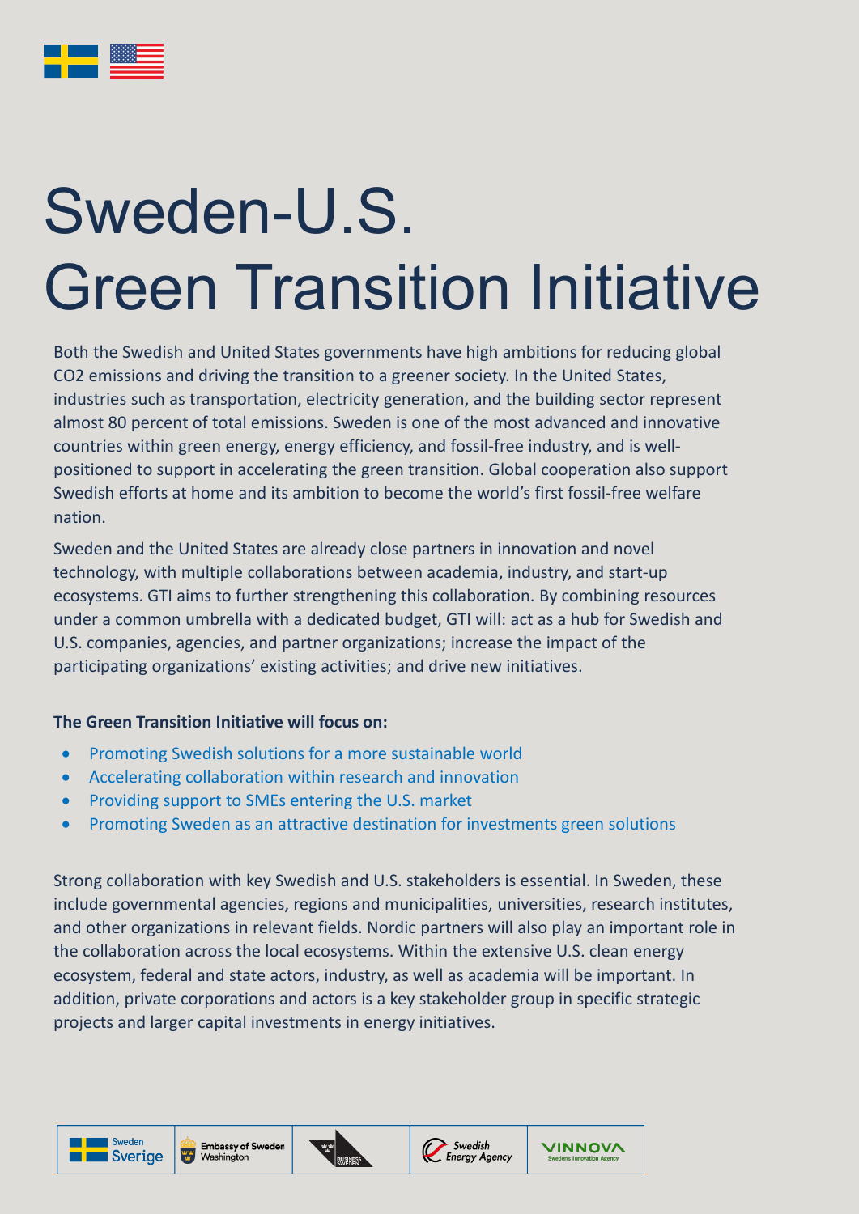# Sweden-U.S. Green Transition Initiative

Both the Swedish and United States governments have high ambitions for reducing global $CO_2$ emissions and driving the transition to a greener society. In the United States, industries such as transportation, electricity generation, and the building sector represent almost 80 percent of total emissions. Sweden is one of the most advanced and innovative countries within green energy, energy efficiency, and fossil-free industry, and is well-positioned to support in accelerating the green transition. Global cooperation also support Swedish efforts at home and its ambition to become the world's first fossil-free welfare nation.

Sweden and the United States are already close partners in innovation and novel technology, with multiple collaborations between academia, industry, and start-up ecosystems. GTI aims to further strengthening this collaboration. By combining resources under a common umbrella with a dedicated budget, GTI will: act as a hub for Swedish and U.S. companies, agencies, and partner organizations; increase the impact of the participating organizations' existing activities; and drive new initiatives.

**The Green Transition Initiative will focus on:**

- Promoting Swedish solutions for a more sustainable world
- Accelerating collaboration within research and innovation
- Providing support to SMEs entering the U.S. market
- Promoting Sweden as an attractive destination for investments green solutions

Strong collaboration with key Swedish and U.S. stakeholders is essential. In Sweden, these include governmental agencies, regions and municipalities, universities, research institutes, and other organizations in relevant fields. Nordic partners will also play an important role in the collaboration across the local ecosystems. Within the extensive U.S. clean energy ecosystem, federal and state actors, industry, as well as academia will be important. In addition, private corporations and actors is a key stakeholder group in specific strategic projects and larger capital investments in energy initiatives.

Sweden Sverige | Embassy of Sweden Washington | Business Sweden | Swedish Energy Agency | VINNOVA Sweden's Innovation Agency